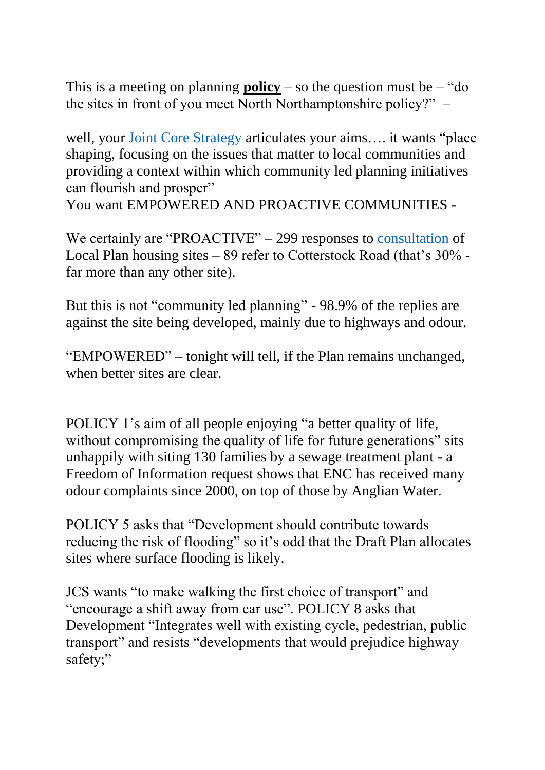This is a meeting on planning **policy** – so the question must be – "do the sites in front of you meet North Northamptonshire policy?" –

well, your Joint Core Strategy articulates your aims…. it wants "place shaping, focusing on the issues that matter to local communities and providing a context within which community led planning initiatives can flourish and prosper"
You want EMPOWERED AND PROACTIVE COMMUNITIES -

We certainly are "PROACTIVE" –-299 responses to consultation of Local Plan housing sites – 89 refer to Cotterstock Road (that's 30% - far more than any other site).

But this is not "community led planning" - 98.9% of the replies are against the site being developed, mainly due to highways and odour.

"EMPOWERED" – tonight will tell, if the Plan remains unchanged, when better sites are clear.

POLICY 1's aim of all people enjoying "a better quality of life, without compromising the quality of life for future generations" sits unhappily with siting 130 families by a sewage treatment plant - a Freedom of Information request shows that ENC has received many odour complaints since 2000, on top of those by Anglian Water.

POLICY 5 asks that "Development should contribute towards reducing the risk of flooding" so it's odd that the Draft Plan allocates sites where surface flooding is likely.

JCS wants "to make walking the first choice of transport" and "encourage a shift away from car use". POLICY 8 asks that Development "Integrates well with existing cycle, pedestrian, public transport" and resists "developments that would prejudice highway safety;"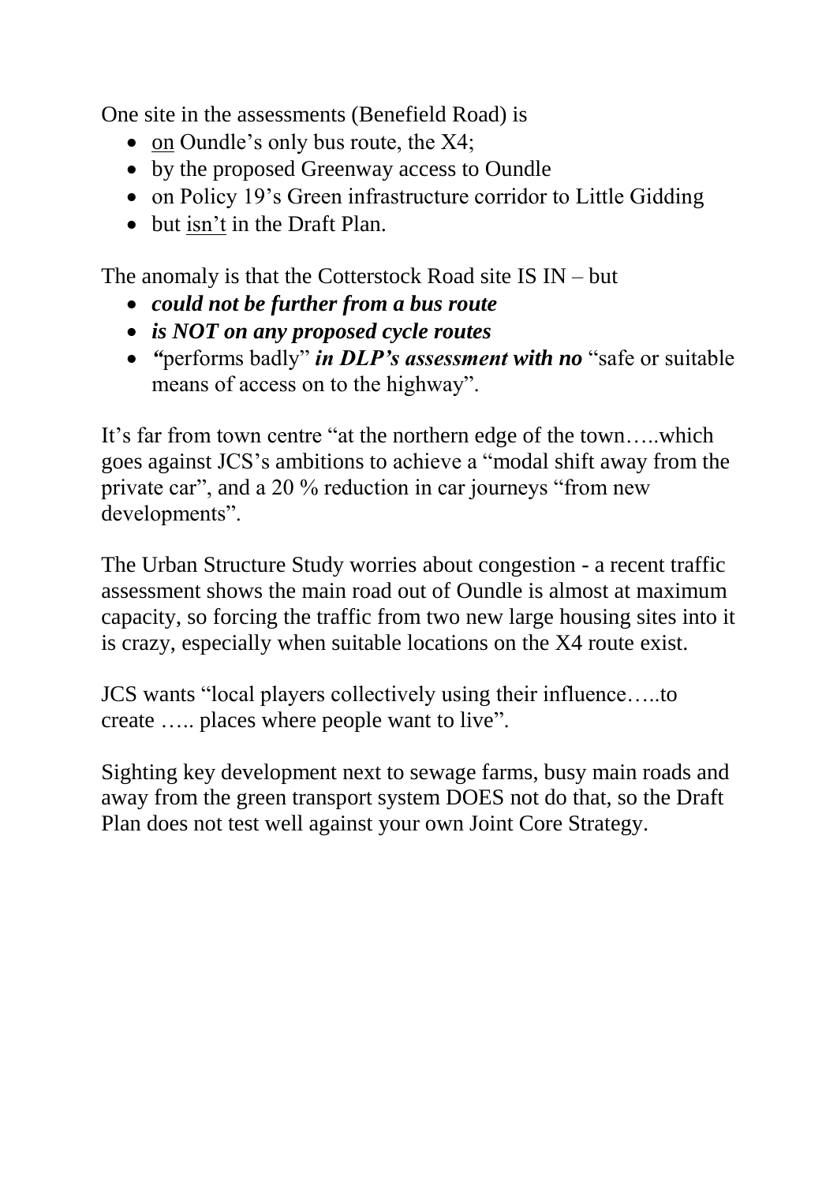One site in the assessments (Benefield Road) is

- <u>on</u> Oundle's only bus route, the X4;
- by the proposed Greenway access to Oundle
- on Policy 19's Green infrastructure corridor to Little Gidding
- but <u>isn't</u> in the Draft Plan.

The anomaly is that the Cotterstock Road site IS IN – but

- ***could not be further from a bus route***
- ***is NOT on any proposed cycle routes***
- ***"***performs badly" ***in DLP's assessment with no*** "safe or suitable means of access on to the highway".

It's far from town centre "at the northern edge of the town…..which goes against JCS's ambitions to achieve a "modal shift away from the private car", and a 20 % reduction in car journeys "from new developments".

The Urban Structure Study worries about congestion - a recent traffic assessment shows the main road out of Oundle is almost at maximum capacity, so forcing the traffic from two new large housing sites into it is crazy, especially when suitable locations on the X4 route exist.

JCS wants "local players collectively using their influence…..to create ….. places where people want to live".

Sighting key development next to sewage farms, busy main roads and away from the green transport system DOES not do that, so the Draft Plan does not test well against your own Joint Core Strategy.